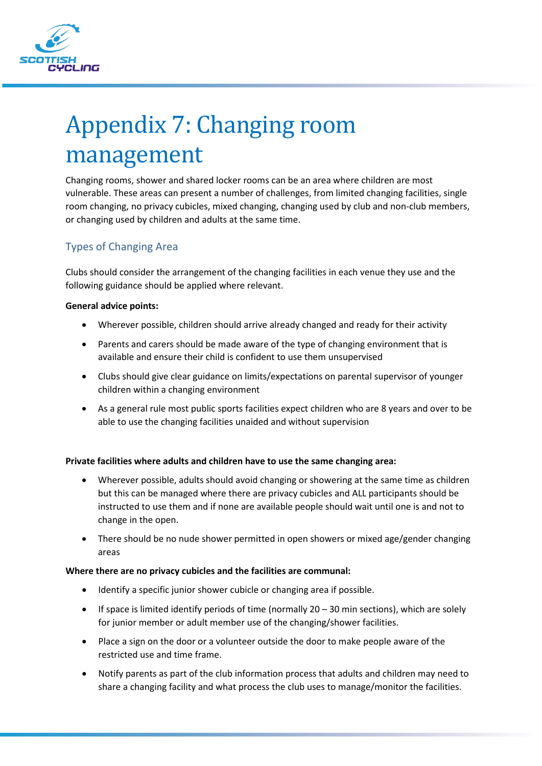# Appendix 7: Changing room management

Changing rooms, shower and shared locker rooms can be an area where children are most vulnerable. These areas can present a number of challenges, from limited changing facilities, single room changing, no privacy cubicles, mixed changing, changing used by club and non-club members, or changing used by children and adults at the same time.

## Types of Changing Area

Clubs should consider the arrangement of the changing facilities in each venue they use and the following guidance should be applied where relevant.

**General advice points:**

- Wherever possible, children should arrive already changed and ready for their activity
- Parents and carers should be made aware of the type of changing environment that is available and ensure their child is confident to use them unsupervised
- Clubs should give clear guidance on limits/expectations on parental supervisor of younger children within a changing environment
- As a general rule most public sports facilities expect children who are 8 years and over to be able to use the changing facilities unaided and without supervision

**Private facilities where adults and children have to use the same changing area:**

- Wherever possible, adults should avoid changing or showering at the same time as children but this can be managed where there are privacy cubicles and ALL participants should be instructed to use them and if none are available people should wait until one is and not to change in the open.
- There should be no nude shower permitted in open showers or mixed age/gender changing areas

**Where there are no privacy cubicles and the facilities are communal:**

- Identify a specific junior shower cubicle or changing area if possible.
- If space is limited identify periods of time (normally 20 – 30 min sections), which are solely for junior member or adult member use of the changing/shower facilities.
- Place a sign on the door or a volunteer outside the door to make people aware of the restricted use and time frame.
- Notify parents as part of the club information process that adults and children may need to share a changing facility and what process the club uses to manage/monitor the facilities.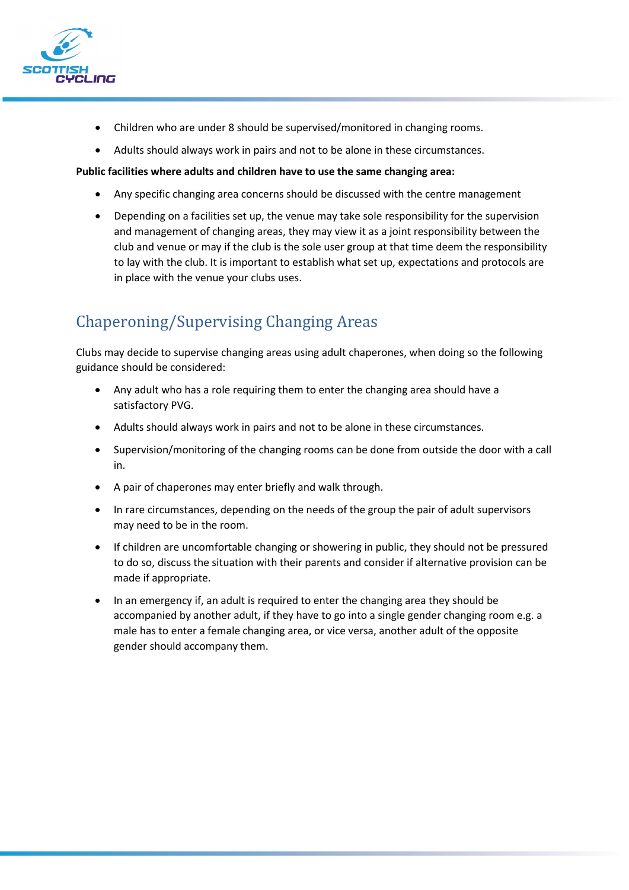- Children who are under 8 should be supervised/monitored in changing rooms.
- Adults should always work in pairs and not to be alone in these circumstances.

**Public facilities where adults and children have to use the same changing area:**

- Any specific changing area concerns should be discussed with the centre management
- Depending on a facilities set up, the venue may take sole responsibility for the supervision and management of changing areas, they may view it as a joint responsibility between the club and venue or may if the club is the sole user group at that time deem the responsibility to lay with the club. It is important to establish what set up, expectations and protocols are in place with the venue your clubs uses.

## Chaperoning/Supervising Changing Areas

Clubs may decide to supervise changing areas using adult chaperones, when doing so the following guidance should be considered:

- Any adult who has a role requiring them to enter the changing area should have a satisfactory PVG.
- Adults should always work in pairs and not to be alone in these circumstances.
- Supervision/monitoring of the changing rooms can be done from outside the door with a call in.
- A pair of chaperones may enter briefly and walk through.
- In rare circumstances, depending on the needs of the group the pair of adult supervisors may need to be in the room.
- If children are uncomfortable changing or showering in public, they should not be pressured to do so, discuss the situation with their parents and consider if alternative provision can be made if appropriate.
- In an emergency if, an adult is required to enter the changing area they should be accompanied by another adult, if they have to go into a single gender changing room e.g. a male has to enter a female changing area, or vice versa, another adult of the opposite gender should accompany them.